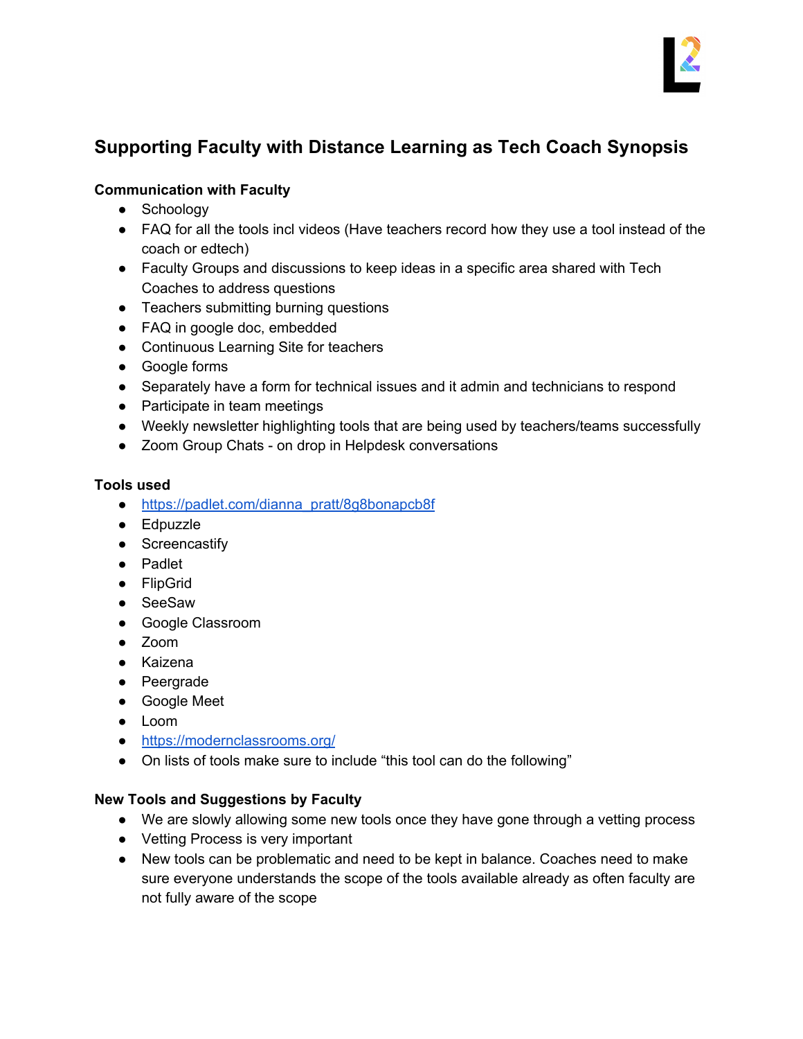# Supporting Faculty with Distance Learning as Tech Coach Synopsis

### Communication with Faculty

- Schoology
- FAQ for all the tools incl videos (Have teachers record how they use a tool instead of the coach or edtech)
- Faculty Groups and discussions to keep ideas in a specific area shared with Tech Coaches to address questions
- Teachers submitting burning questions
- FAQ in google doc, embedded
- Continuous Learning Site for teachers
- Google forms
- Separately have a form for technical issues and it admin and technicians to respond
- Participate in team meetings
- Weekly newsletter highlighting tools that are being used by teachers/teams successfully
- Zoom Group Chats - on drop in Helpdesk conversations

### Tools used

- https://padlet.com/dianna_pratt/8g8bonapcb8f
- Edpuzzle
- Screencastify
- Padlet
- FlipGrid
- SeeSaw
- Google Classroom
- Zoom
- Kaizena
- Peergrade
- Google Meet
- Loom
- https://modernclassrooms.org/
- On lists of tools make sure to include "this tool can do the following"

### New Tools and Suggestions by Faculty

- We are slowly allowing some new tools once they have gone through a vetting process
- Vetting Process is very important
- New tools can be problematic and need to be kept in balance. Coaches need to make sure everyone understands the scope of the tools available already as often faculty are not fully aware of the scope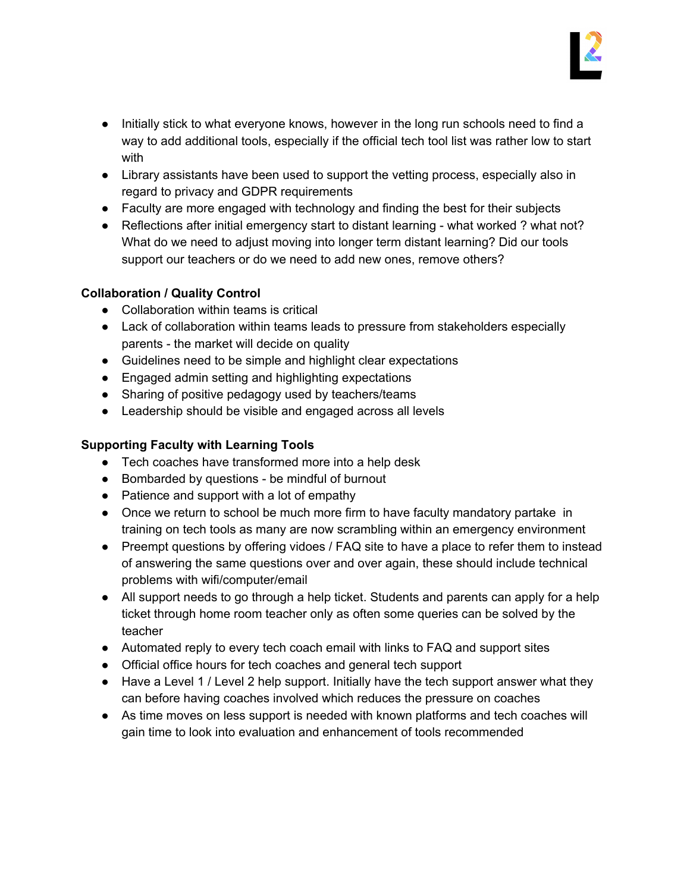- Initially stick to what everyone knows, however in the long run schools need to find a way to add additional tools, especially if the official tech tool list was rather low to start with
- Library assistants have been used to support the vetting process, especially also in regard to privacy and GDPR requirements
- Faculty are more engaged with technology and finding the best for their subjects
- Reflections after initial emergency start to distant learning - what worked ? what not? What do we need to adjust moving into longer term distant learning? Did our tools support our teachers or do we need to add new ones, remove others?

**Collaboration / Quality Control**

- Collaboration within teams is critical
- Lack of collaboration within teams leads to pressure from stakeholders especially parents - the market will decide on quality
- Guidelines need to be simple and highlight clear expectations
- Engaged admin setting and highlighting expectations
- Sharing of positive pedagogy used by teachers/teams
- Leadership should be visible and engaged across all levels

**Supporting Faculty with Learning Tools**

- Tech coaches have transformed more into a help desk
- Bombarded by questions - be mindful of burnout
- Patience and support with a lot of empathy
- Once we return to school be much more firm to have faculty mandatory partake in training on tech tools as many are now scrambling within an emergency environment
- Preempt questions by offering vidoes / FAQ site to have a place to refer them to instead of answering the same questions over and over again, these should include technical problems with wifi/computer/email
- All support needs to go through a help ticket. Students and parents can apply for a help ticket through home room teacher only as often some queries can be solved by the teacher
- Automated reply to every tech coach email with links to FAQ and support sites
- Official office hours for tech coaches and general tech support
- Have a Level 1 / Level 2 help support. Initially have the tech support answer what they can before having coaches involved which reduces the pressure on coaches
- As time moves on less support is needed with known platforms and tech coaches will gain time to look into evaluation and enhancement of tools recommended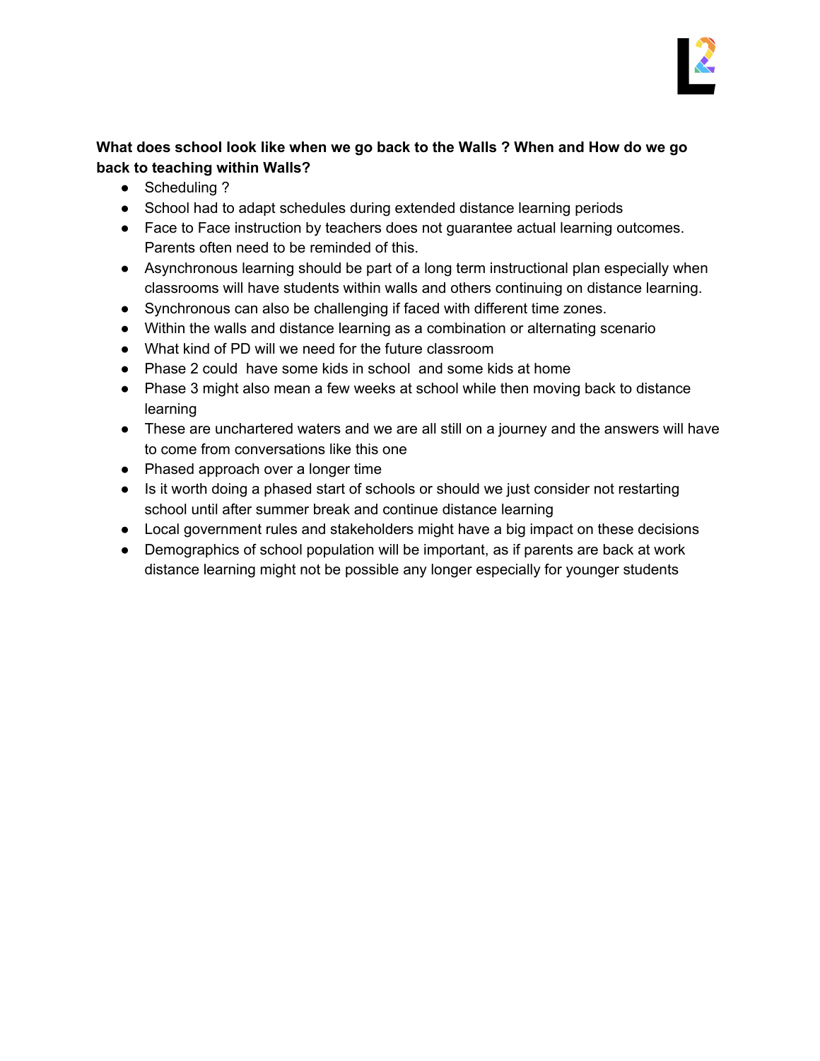**What does school look like when we go back to the Walls ? When and How do we go back to teaching within Walls?**

- Scheduling ?
- School had to adapt schedules during extended distance learning periods
- Face to Face instruction by teachers does not guarantee actual learning outcomes. Parents often need to be reminded of this.
- Asynchronous learning should be part of a long term instructional plan especially when classrooms will have students within walls and others continuing on distance learning.
- Synchronous can also be challenging if faced with different time zones.
- Within the walls and distance learning as a combination or alternating scenario
- What kind of PD will we need for the future classroom
- Phase 2 could have some kids in school and some kids at home
- Phase 3 might also mean a few weeks at school while then moving back to distance learning
- These are unchartered waters and we are all still on a journey and the answers will have to come from conversations like this one
- Phased approach over a longer time
- Is it worth doing a phased start of schools or should we just consider not restarting school until after summer break and continue distance learning
- Local government rules and stakeholders might have a big impact on these decisions
- Demographics of school population will be important, as if parents are back at work distance learning might not be possible any longer especially for younger students